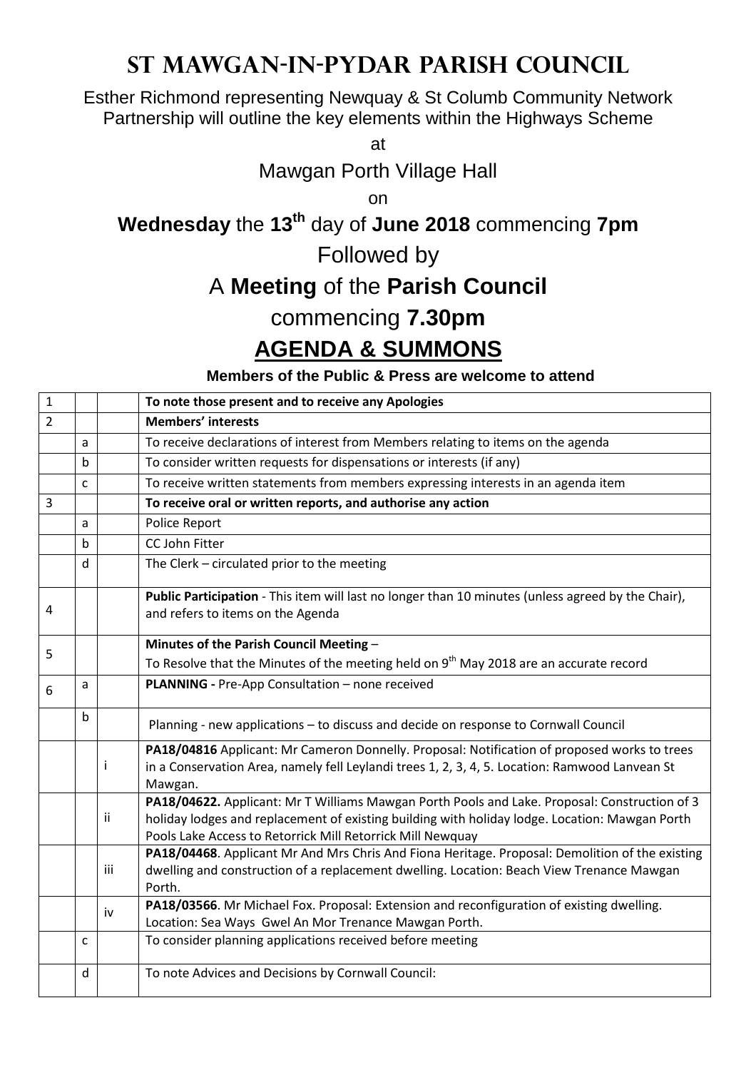# St Mawgan-in-Pydar Parish Council

Esther Richmond representing Newquay & St Columb Community Network Partnership will outline the key elements within the Highways Scheme

at

Mawgan Porth Village Hall

on

**Wednesday** the **13th** day of **June 2018** commencing **7pm**

Followed by

A **Meeting** of the **Parish Council**

commencing **7.30pm**

## AGENDA & SUMMONS

**Members of the Public & Press are welcome to attend**

| | | | |
|---|---|---|---|
| 1 | | | **To note those present and to receive any Apologies** |
| 2 | | | **Members' interests** |
| | a | | To receive declarations of interest from Members relating to items on the agenda |
| | b | | To consider written requests for dispensations or interests (if any) |
| | c | | To receive written statements from members expressing interests in an agenda item |
| 3 | | | **To receive oral or written reports, and authorise any action** |
| | a | | Police Report |
| | b | | CC John Fitter |
| | d | | The Clerk – circulated prior to the meeting |
| 4 | | | **Public Participation** - This item will last no longer than 10 minutes (unless agreed by the Chair), and refers to items on the Agenda |
| 5 | | | **Minutes of the Parish Council Meeting** – To Resolve that the Minutes of the meeting held on 9th May 2018 are an accurate record |
| 6 | a | | **PLANNING -** Pre-App Consultation – none received |
| | b | | Planning - new applications – to discuss and decide on response to Cornwall Council |
| | | i | **PA18/04816** Applicant: Mr Cameron Donnelly. Proposal: Notification of proposed works to trees in a Conservation Area, namely fell Leylandi trees 1, 2, 3, 4, 5. Location: Ramwood Lanvean St Mawgan. |
| | | ii | **PA18/04622.** Applicant: Mr T Williams Mawgan Porth Pools and Lake. Proposal: Construction of 3 holiday lodges and replacement of existing building with holiday lodge. Location: Mawgan Porth Pools Lake Access to Retorrick Mill Retorrick Mill Newquay |
| | | iii | **PA18/04468**. Applicant Mr And Mrs Chris And Fiona Heritage. Proposal: Demolition of the existing dwelling and construction of a replacement dwelling. Location: Beach View Trenance Mawgan Porth. |
| | | iv | **PA18/03566**. Mr Michael Fox. Proposal: Extension and reconfiguration of existing dwelling. Location: Sea Ways Gwel An Mor Trenance Mawgan Porth. |
| | c | | To consider planning applications received before meeting |
| | d | | To note Advices and Decisions by Cornwall Council: |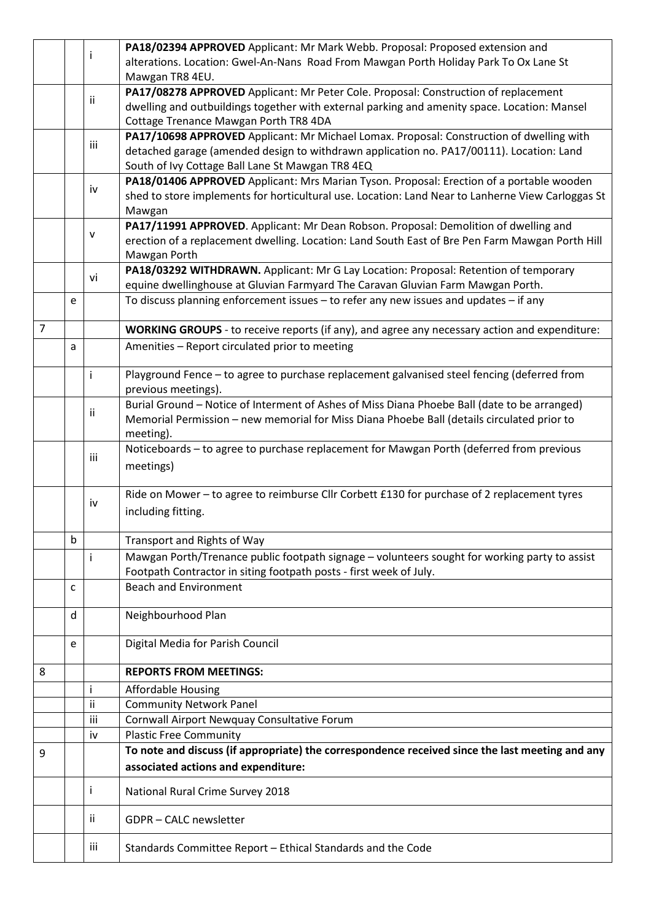| | | | |
|---|---|---|---|
| | | i | **PA18/02394 APPROVED** Applicant: Mr Mark Webb. Proposal: Proposed extension and alterations. Location: Gwel-An-Nans Road From Mawgan Porth Holiday Park To Ox Lane St Mawgan TR8 4EU. |
| | | ii | **PA17/08278 APPROVED** Applicant: Mr Peter Cole. Proposal: Construction of replacement dwelling and outbuildings together with external parking and amenity space. Location: Mansel Cottage Trenance Mawgan Porth TR8 4DA |
| | | iii | **PA17/10698 APPROVED** Applicant: Mr Michael Lomax. Proposal: Construction of dwelling with detached garage (amended design to withdrawn application no. PA17/00111). Location: Land South of Ivy Cottage Ball Lane St Mawgan TR8 4EQ |
| | | iv | **PA18/01406 APPROVED** Applicant: Mrs Marian Tyson. Proposal: Erection of a portable wooden shed to store implements for horticultural use. Location: Land Near to Lanherne View Carloggas St Mawgan |
| | | v | **PA17/11991 APPROVED**. Applicant: Mr Dean Robson. Proposal: Demolition of dwelling and erection of a replacement dwelling. Location: Land South East of Bre Pen Farm Mawgan Porth Hill Mawgan Porth |
| | | vi | **PA18/03292 WITHDRAWN.** Applicant: Mr G Lay Location: Proposal: Retention of temporary equine dwellinghouse at Gluvian Farmyard The Caravan Gluvian Farm Mawgan Porth. |
| | e | | To discuss planning enforcement issues – to refer any new issues and updates – if any |
| 7 | | | **WORKING GROUPS** - to receive reports (if any), and agree any necessary action and expenditure: |
| | a | | Amenities – Report circulated prior to meeting |
| | | i | Playground Fence – to agree to purchase replacement galvanised steel fencing (deferred from previous meetings). |
| | | ii | Burial Ground – Notice of Interment of Ashes of Miss Diana Phoebe Ball (date to be arranged) Memorial Permission – new memorial for Miss Diana Phoebe Ball (details circulated prior to meeting). |
| | | iii | Noticeboards – to agree to purchase replacement for Mawgan Porth (deferred from previous meetings) |
| | | iv | Ride on Mower – to agree to reimburse Cllr Corbett £130 for purchase of 2 replacement tyres including fitting. |
| | b | | Transport and Rights of Way |
| | | i | Mawgan Porth/Trenance public footpath signage – volunteers sought for working party to assist Footpath Contractor in siting footpath posts - first week of July. |
| | c | | Beach and Environment |
| | d | | Neighbourhood Plan |
| | e | | Digital Media for Parish Council |
| 8 | | | **REPORTS FROM MEETINGS:** |
| | | i | Affordable Housing |
| | | ii | Community Network Panel |
| | | iii | Cornwall Airport Newquay Consultative Forum |
| | | iv | Plastic Free Community |
| 9 | | | **To note and discuss (if appropriate) the correspondence received since the last meeting and any associated actions and expenditure:** |
| | | i | National Rural Crime Survey 2018 |
| | | ii | GDPR – CALC newsletter |
| | | iii | Standards Committee Report – Ethical Standards and the Code |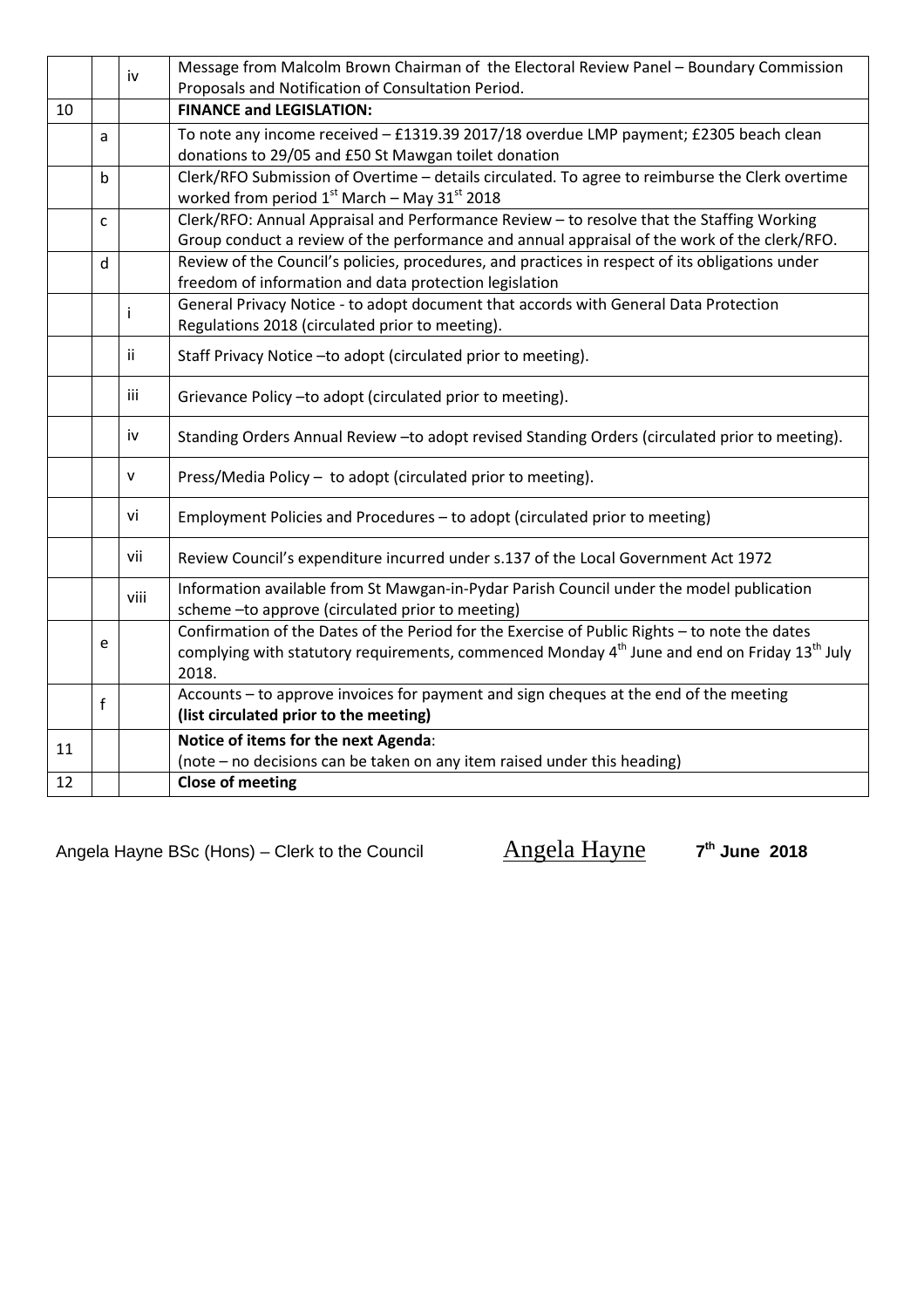| | | | |
|---|---|---|---|
| | | iv | Message from Malcolm Brown Chairman of the Electoral Review Panel – Boundary Commission Proposals and Notification of Consultation Period. |
| 10 | | | **FINANCE and LEGISLATION:** |
| | a | | To note any income received – £1319.39 2017/18 overdue LMP payment; £2305 beach clean donations to 29/05 and £50 St Mawgan toilet donation |
| | b | | Clerk/RFO Submission of Overtime – details circulated. To agree to reimburse the Clerk overtime worked from period 1st March – May 31st 2018 |
| | c | | Clerk/RFO: Annual Appraisal and Performance Review – to resolve that the Staffing Working Group conduct a review of the performance and annual appraisal of the work of the clerk/RFO. |
| | d | | Review of the Council's policies, procedures, and practices in respect of its obligations under freedom of information and data protection legislation |
| | | i | General Privacy Notice - to adopt document that accords with General Data Protection Regulations 2018 (circulated prior to meeting). |
| | | ii | Staff Privacy Notice –to adopt (circulated prior to meeting). |
| | | iii | Grievance Policy –to adopt (circulated prior to meeting). |
| | | iv | Standing Orders Annual Review –to adopt revised Standing Orders (circulated prior to meeting). |
| | | v | Press/Media Policy – to adopt (circulated prior to meeting). |
| | | vi | Employment Policies and Procedures – to adopt (circulated prior to meeting) |
| | | vii | Review Council's expenditure incurred under s.137 of the Local Government Act 1972 |
| | | viii | Information available from St Mawgan-in-Pydar Parish Council under the model publication scheme –to approve (circulated prior to meeting) |
| | e | | Confirmation of the Dates of the Period for the Exercise of Public Rights – to note the dates complying with statutory requirements, commenced Monday 4th June and end on Friday 13th July 2018. |
| | f | | Accounts – to approve invoices for payment and sign cheques at the end of the meeting **(list circulated prior to the meeting)** |
| 11 | | | **Notice of items for the next Agenda**: (note – no decisions can be taken on any item raised under this heading) |
| 12 | | | **Close of meeting** |

Angela Hayne BSc (Hons) – Clerk to the Council Angela Hayne **7th June 2018**